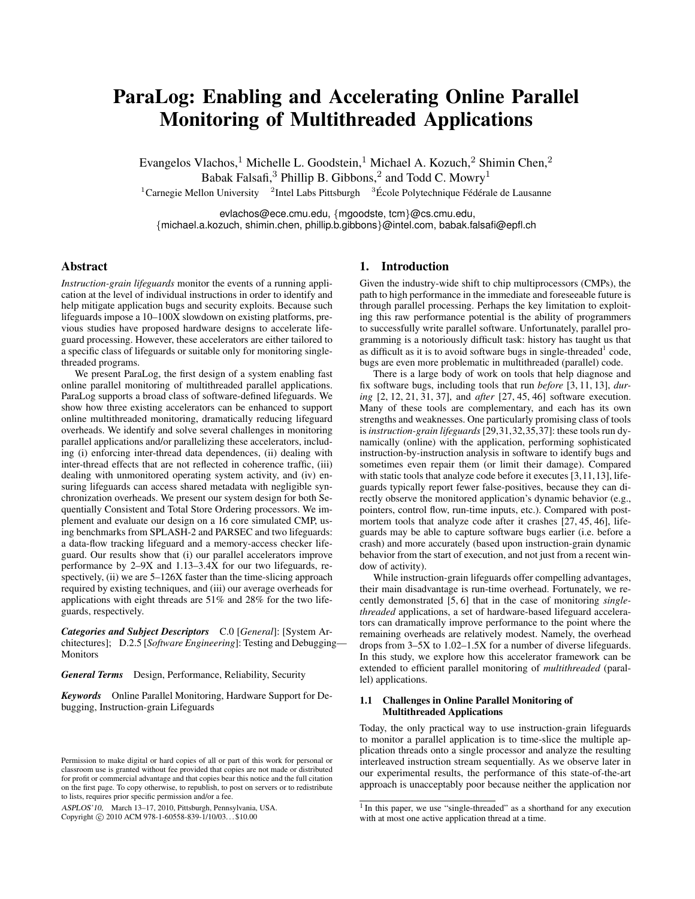# ParaLog: Enabling and Accelerating Online Parallel Monitoring of Multithreaded Applications

Evangelos Vlachos,[1] Michelle L. Goodstein,[1] Michael A. Kozuch,[2] Shimin Chen,[2]
Babak Falsafi,[3] Phillip B. Gibbons,[2] and Todd C. Mowry[1]

[1]Carnegie Mellon University [2]Intel Labs Pittsburgh [3]École Polytechnique Fédérale de Lausanne

evlachos@ece.cmu.edu, {mgoodste, tcm}@cs.cmu.edu,
{michael.a.kozuch, shimin.chen, phillip.b.gibbons}@intel.com, babak.falsafi@epfl.ch

## Abstract

*Instruction-grain lifeguards* monitor the events of a running application at the level of individual instructions in order to identify and help mitigate application bugs and security exploits. Because such lifeguards impose a 10–100X slowdown on existing platforms, previous studies have proposed hardware designs to accelerate lifeguard processing. However, these accelerators are either tailored to a specific class of lifeguards or suitable only for monitoring single-threaded programs.

We present ParaLog, the first design of a system enabling fast online parallel monitoring of multithreaded parallel applications. ParaLog supports a broad class of software-defined lifeguards. We show how three existing accelerators can be enhanced to support online multithreaded monitoring, dramatically reducing lifeguard overheads. We identify and solve several challenges in monitoring parallel applications and/or parallelizing these accelerators, including (i) enforcing inter-thread data dependences, (ii) dealing with inter-thread effects that are not reflected in coherence traffic, (iii) dealing with unmonitored operating system activity, and (iv) ensuring lifeguards can access shared metadata with negligible synchronization overheads. We present our system design for both Sequentially Consistent and Total Store Ordering processors. We implement and evaluate our design on a 16 core simulated CMP, using benchmarks from SPLASH-2 and PARSEC and two lifeguards: a data-flow tracking lifeguard and a memory-access checker lifeguard. Our results show that (i) our parallel accelerators improve performance by 2–9X and 1.13–3.4X for our two lifeguards, respectively, (ii) we are 5–126X faster than the time-slicing approach required by existing techniques, and (iii) our average overheads for applications with eight threads are 51% and 28% for the two lifeguards, respectively.

***Categories and Subject Descriptors*** C.0 [*General*]: [System Architectures]; D.2.5 [*Software Engineering*]: Testing and Debugging—Monitors

***General Terms*** Design, Performance, Reliability, Security

***Keywords*** Online Parallel Monitoring, Hardware Support for Debugging, Instruction-grain Lifeguards

Permission to make digital or hard copies of all or part of this work for personal or classroom use is granted without fee provided that copies are not made or distributed for profit or commercial advantage and that copies bear this notice and the full citation on the first page. To copy otherwise, to republish, to post on servers or to redistribute to lists, requires prior specific permission and/or a fee.

*ASPLOS'10,* March 13–17, 2010, Pittsburgh, Pennsylvania, USA.
Copyright © 2010 ACM 978-1-60558-839-1/10/03... $10.00

## 1. Introduction

Given the industry-wide shift to chip multiprocessors (CMPs), the path to high performance in the immediate and foreseeable future is through parallel processing. Perhaps the key limitation to exploiting this raw performance potential is the ability of programmers to successfully write parallel software. Unfortunately, parallel programming is a notoriously difficult task: history has taught us that as difficult as it is to avoid software bugs in single-threaded[1] code, bugs are even more problematic in multithreaded (parallel) code.

There is a large body of work on tools that help diagnose and fix software bugs, including tools that run *before* [3, 11, 13], *during* [2, 12, 21, 31, 37], and *after* [27, 45, 46] software execution. Many of these tools are complementary, and each has its own strengths and weaknesses. One particularly promising class of tools is *instruction-grain lifeguards* [29,31,32,35,37]: these tools run dynamically (online) with the application, performing sophisticated instruction-by-instruction analysis in software to identify bugs and sometimes even repair them (or limit their damage). Compared with static tools that analyze code before it executes [3,11,13], lifeguards typically report fewer false-positives, because they can directly observe the monitored application's dynamic behavior (e.g., pointers, control flow, run-time inputs, etc.). Compared with postmortem tools that analyze code after it crashes [27, 45, 46], lifeguards may be able to capture software bugs earlier (i.e. before a crash) and more accurately (based upon instruction-grain dynamic behavior from the start of execution, and not just from a recent window of activity).

While instruction-grain lifeguards offer compelling advantages, their main disadvantage is run-time overhead. Fortunately, we recently demonstrated [5, 6] that in the case of monitoring *single-threaded* applications, a set of hardware-based lifeguard accelerators can dramatically improve performance to the point where the remaining overheads are relatively modest. Namely, the overhead drops from 3–5X to 1.02–1.5X for a number of diverse lifeguards. In this study, we explore how this accelerator framework can be extended to efficient parallel monitoring of *multithreaded* (parallel) applications.

### 1.1 Challenges in Online Parallel Monitoring of Multithreaded Applications

Today, the only practical way to use instruction-grain lifeguards to monitor a parallel application is to time-slice the multiple application threads onto a single processor and analyze the resulting interleaved instruction stream sequentially. As we observe later in our experimental results, the performance of this state-of-the-art approach is unacceptably poor because neither the application nor

[1] In this paper, we use "single-threaded" as a shorthand for any execution with at most one active application thread at a time.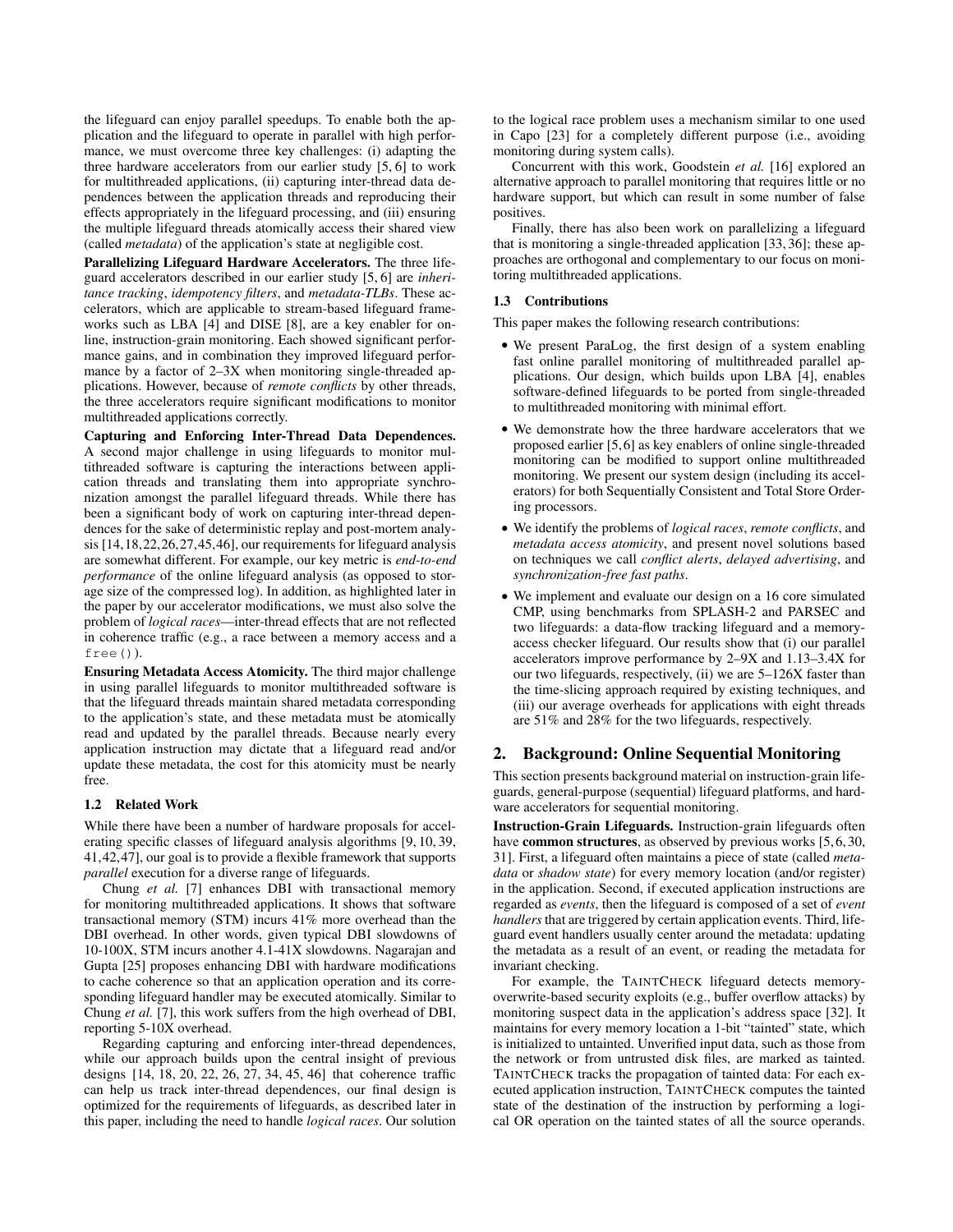the lifeguard can enjoy parallel speedups. To enable both the application and the lifeguard to operate in parallel with high performance, we must overcome three key challenges: (i) adapting the three hardware accelerators from our earlier study [5, 6] to work for multithreaded applications, (ii) capturing inter-thread data dependences between the application threads and reproducing their effects appropriately in the lifeguard processing, and (iii) ensuring the multiple lifeguard threads atomically access their shared view (called *metadata*) of the application's state at negligible cost.

**Parallelizing Lifeguard Hardware Accelerators.** The three lifeguard accelerators described in our earlier study [5, 6] are *inheritance tracking*, *idempotency filters*, and *metadata-TLBs*. These accelerators, which are applicable to stream-based lifeguard frameworks such as LBA [4] and DISE [8], are a key enabler for online, instruction-grain monitoring. Each showed significant performance gains, and in combination they improved lifeguard performance by a factor of 2–3X when monitoring single-threaded applications. However, because of *remote conflicts* by other threads, the three accelerators require significant modifications to monitor multithreaded applications correctly.

**Capturing and Enforcing Inter-Thread Data Dependences.** A second major challenge in using lifeguards to monitor multithreaded software is capturing the interactions between application threads and translating them into appropriate synchronization amongst the parallel lifeguard threads. While there has been a significant body of work on capturing inter-thread dependences for the sake of deterministic replay and post-mortem analysis [14,18,22,26,27,45,46], our requirements for lifeguard analysis are somewhat different. For example, our key metric is *end-to-end performance* of the online lifeguard analysis (as opposed to storage size of the compressed log). In addition, as highlighted later in the paper by our accelerator modifications, we must also solve the problem of *logical races*—inter-thread effects that are not reflected in coherence traffic (e.g., a race between a memory access and a `free()`).

**Ensuring Metadata Access Atomicity.** The third major challenge in using parallel lifeguards to monitor multithreaded software is that the lifeguard threads maintain shared metadata corresponding to the application's state, and these metadata must be atomically read and updated by the parallel threads. Because nearly every application instruction may dictate that a lifeguard read and/or update these metadata, the cost for this atomicity must be nearly free.

### 1.2 Related Work

While there have been a number of hardware proposals for accelerating specific classes of lifeguard analysis algorithms [9, 10, 39, 41,42,47], our goal is to provide a flexible framework that supports *parallel* execution for a diverse range of lifeguards.

Chung *et al.* [7] enhances DBI with transactional memory for monitoring multithreaded applications. It shows that software transactional memory (STM) incurs 41% more overhead than the DBI overhead. In other words, given typical DBI slowdowns of 10-100X, STM incurs another 4.1-41X slowdowns. Nagarajan and Gupta [25] proposes enhancing DBI with hardware modifications to cache coherence so that an application operation and its corresponding lifeguard handler may be executed atomically. Similar to Chung *et al.* [7], this work suffers from the high overhead of DBI, reporting 5-10X overhead.

Regarding capturing and enforcing inter-thread dependences, while our approach builds upon the central insight of previous designs [14, 18, 20, 22, 26, 27, 34, 45, 46] that coherence traffic can help us track inter-thread dependences, our final design is optimized for the requirements of lifeguards, as described later in this paper, including the need to handle *logical races*. Our solution to the logical race problem uses a mechanism similar to one used in Capo [23] for a completely different purpose (i.e., avoiding monitoring during system calls).

Concurrent with this work, Goodstein *et al.* [16] explored an alternative approach to parallel monitoring that requires little or no hardware support, but which can result in some number of false positives.

Finally, there has also been work on parallelizing a lifeguard that is monitoring a single-threaded application [33, 36]; these approaches are orthogonal and complementary to our focus on monitoring multithreaded applications.

### 1.3 Contributions

This paper makes the following research contributions:

- We present ParaLog, the first design of a system enabling fast online parallel monitoring of multithreaded parallel applications. Our design, which builds upon LBA [4], enables software-defined lifeguards to be ported from single-threaded to multithreaded monitoring with minimal effort.
- We demonstrate how the three hardware accelerators that we proposed earlier [5,6] as key enablers of online single-threaded monitoring can be modified to support online multithreaded monitoring. We present our system design (including its accelerators) for both Sequentially Consistent and Total Store Ordering processors.
- We identify the problems of *logical races*, *remote conflicts*, and *metadata access atomicity*, and present novel solutions based on techniques we call *conflict alerts*, *delayed advertising*, and *synchronization-free fast paths*.
- We implement and evaluate our design on a 16 core simulated CMP, using benchmarks from SPLASH-2 and PARSEC and two lifeguards: a data-flow tracking lifeguard and a memory-access checker lifeguard. Our results show that (i) our parallel accelerators improve performance by 2–9X and 1.13–3.4X for our two lifeguards, respectively, (ii) we are 5–126X faster than the time-slicing approach required by existing techniques, and (iii) our average overheads for applications with eight threads are 51% and 28% for the two lifeguards, respectively.

## 2. Background: Online Sequential Monitoring

This section presents background material on instruction-grain lifeguards, general-purpose (sequential) lifeguard platforms, and hardware accelerators for sequential monitoring.

**Instruction-Grain Lifeguards.** Instruction-grain lifeguards often have **common structures**, as observed by previous works [5,6,30, 31]. First, a lifeguard often maintains a piece of state (called *metadata* or *shadow state*) for every memory location (and/or register) in the application. Second, if executed application instructions are regarded as *events*, then the lifeguard is composed of a set of *event handlers* that are triggered by certain application events. Third, lifeguard event handlers usually center around the metadata: updating the metadata as a result of an event, or reading the metadata for invariant checking.

For example, the TAINTCHECK lifeguard detects memory-overwrite-based security exploits (e.g., buffer overflow attacks) by monitoring suspect data in the application's address space [32]. It maintains for every memory location a 1-bit "tainted" state, which is initialized to untainted. Unverified input data, such as those from the network or from untrusted disk files, are marked as tainted. TAINTCHECK tracks the propagation of tainted data: For each executed application instruction, TAINTCHECK computes the tainted state of the destination of the instruction by performing a logical OR operation on the tainted states of all the source operands.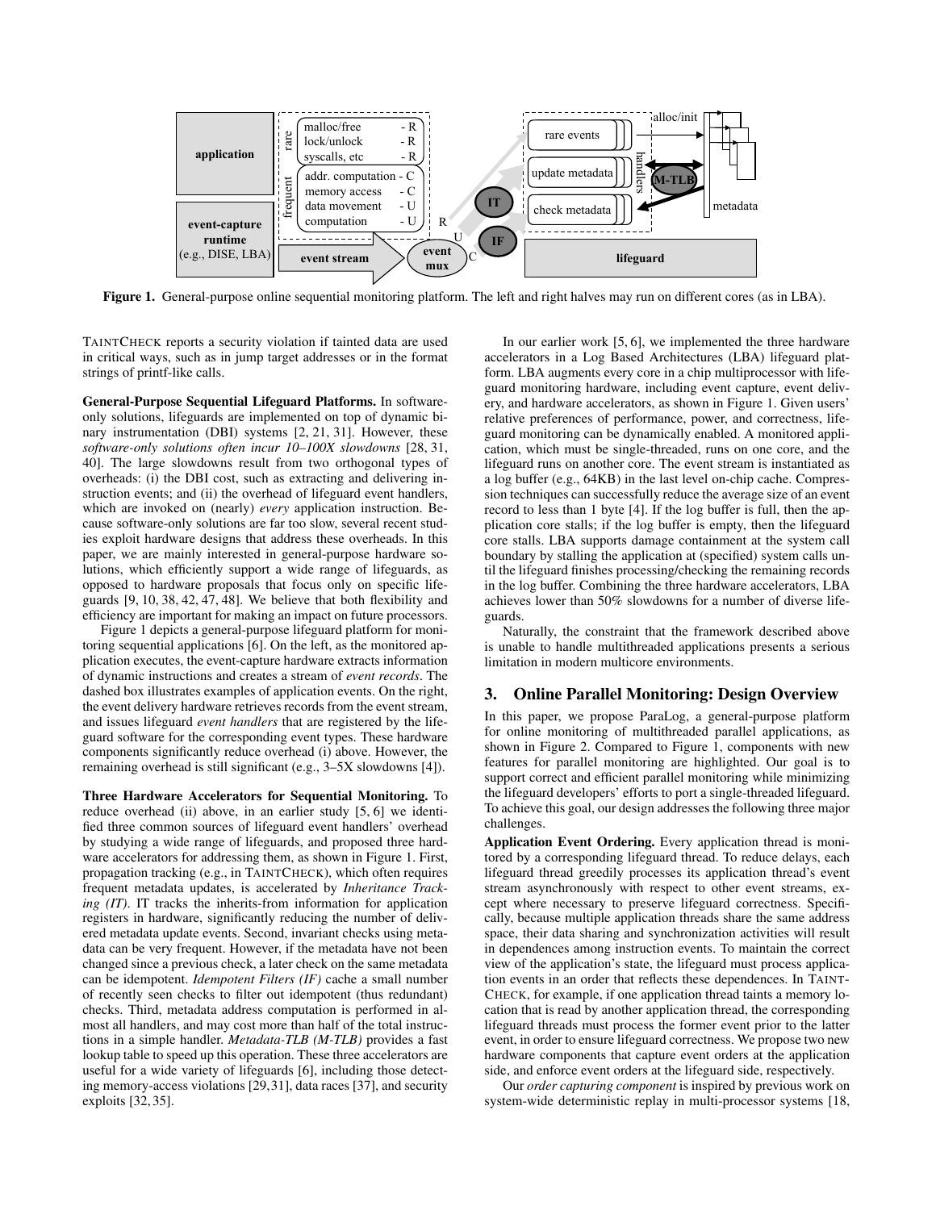**Figure 1.** General-purpose online sequential monitoring platform. The left and right halves may run on different cores (as in LBA).

TAINTCHECK reports a security violation if tainted data are used in critical ways, such as in jump target addresses or in the format strings of printf-like calls.

**General-Purpose Sequential Lifeguard Platforms.** In software-only solutions, lifeguards are implemented on top of dynamic binary instrumentation (DBI) systems [2, 21, 31]. However, these *software-only solutions often incur 10–100X slowdowns* [28, 31, 40]. The large slowdowns result from two orthogonal types of overheads: (i) the DBI cost, such as extracting and delivering instruction events; and (ii) the overhead of lifeguard event handlers, which are invoked on (nearly) *every* application instruction. Because software-only solutions are far too slow, several recent studies exploit hardware designs that address these overheads. In this paper, we are mainly interested in general-purpose hardware solutions, which efficiently support a wide range of lifeguards, as opposed to hardware proposals that focus only on specific lifeguards [9, 10, 38, 42, 47, 48]. We believe that both flexibility and efficiency are important for making an impact on future processors.

Figure 1 depicts a general-purpose lifeguard platform for monitoring sequential applications [6]. On the left, as the monitored application executes, the event-capture hardware extracts information of dynamic instructions and creates a stream of *event records*. The dashed box illustrates examples of application events. On the right, the event delivery hardware retrieves records from the event stream, and issues lifeguard *event handlers* that are registered by the lifeguard software for the corresponding event types. These hardware components significantly reduce overhead (i) above. However, the remaining overhead is still significant (e.g., 3–5X slowdowns [4]).

**Three Hardware Accelerators for Sequential Monitoring.** To reduce overhead (ii) above, in an earlier study [5, 6] we identified three common sources of lifeguard event handlers' overhead by studying a wide range of lifeguards, and proposed three hardware accelerators for addressing them, as shown in Figure 1. First, propagation tracking (e.g., in TAINTCHECK), which often requires frequent metadata updates, is accelerated by *Inheritance Tracking (IT)*. IT tracks the inherits-from information for application registers in hardware, significantly reducing the number of delivered metadata update events. Second, invariant checks using metadata can be very frequent. However, if the metadata have not been changed since a previous check, a later check on the same metadata can be idempotent. *Idempotent Filters (IF)* cache a small number of recently seen checks to filter out idempotent (thus redundant) checks. Third, metadata address computation is performed in almost all handlers, and may cost more than half of the total instructions in a simple handler. *Metadata-TLB (M-TLB)* provides a fast lookup table to speed up this operation. These three accelerators are useful for a wide variety of lifeguards [6], including those detecting memory-access violations [29,31], data races [37], and security exploits [32, 35].

In our earlier work [5, 6], we implemented the three hardware accelerators in a Log Based Architectures (LBA) lifeguard platform. LBA augments every core in a chip multiprocessor with lifeguard monitoring hardware, including event capture, event delivery, and hardware accelerators, as shown in Figure 1. Given users' relative preferences of performance, power, and correctness, lifeguard monitoring can be dynamically enabled. A monitored application, which must be single-threaded, runs on one core, and the lifeguard runs on another core. The event stream is instantiated as a log buffer (e.g., 64KB) in the last level on-chip cache. Compression techniques can successfully reduce the average size of an event record to less than 1 byte [4]. If the log buffer is full, then the application core stalls; if the log buffer is empty, then the lifeguard core stalls. LBA supports damage containment at the system call boundary by stalling the application at (specified) system calls until the lifeguard finishes processing/checking the remaining records in the log buffer. Combining the three hardware accelerators, LBA achieves lower than 50% slowdowns for a number of diverse lifeguards.

Naturally, the constraint that the framework described above is unable to handle multithreaded applications presents a serious limitation in modern multicore environments.

## 3. Online Parallel Monitoring: Design Overview

In this paper, we propose ParaLog, a general-purpose platform for online monitoring of multithreaded parallel applications, as shown in Figure 2. Compared to Figure 1, components with new features for parallel monitoring are highlighted. Our goal is to support correct and efficient parallel monitoring while minimizing the lifeguard developers' efforts to port a single-threaded lifeguard. To achieve this goal, our design addresses the following three major challenges.

**Application Event Ordering.** Every application thread is monitored by a corresponding lifeguard thread. To reduce delays, each lifeguard thread greedily processes its application thread's event stream asynchronously with respect to other event streams, except where necessary to preserve lifeguard correctness. Specifically, because multiple application threads share the same address space, their data sharing and synchronization activities will result in dependences among instruction events. To maintain the correct view of the application's state, the lifeguard must process application events in an order that reflects these dependences. In TAINTCHECK, for example, if one application thread taints a memory location that is read by another application thread, the corresponding lifeguard threads must process the former event prior to the latter event, in order to ensure lifeguard correctness. We propose two new hardware components that capture event orders at the application side, and enforce event orders at the lifeguard side, respectively.

Our *order capturing component* is inspired by previous work on system-wide deterministic replay in multi-processor systems [18,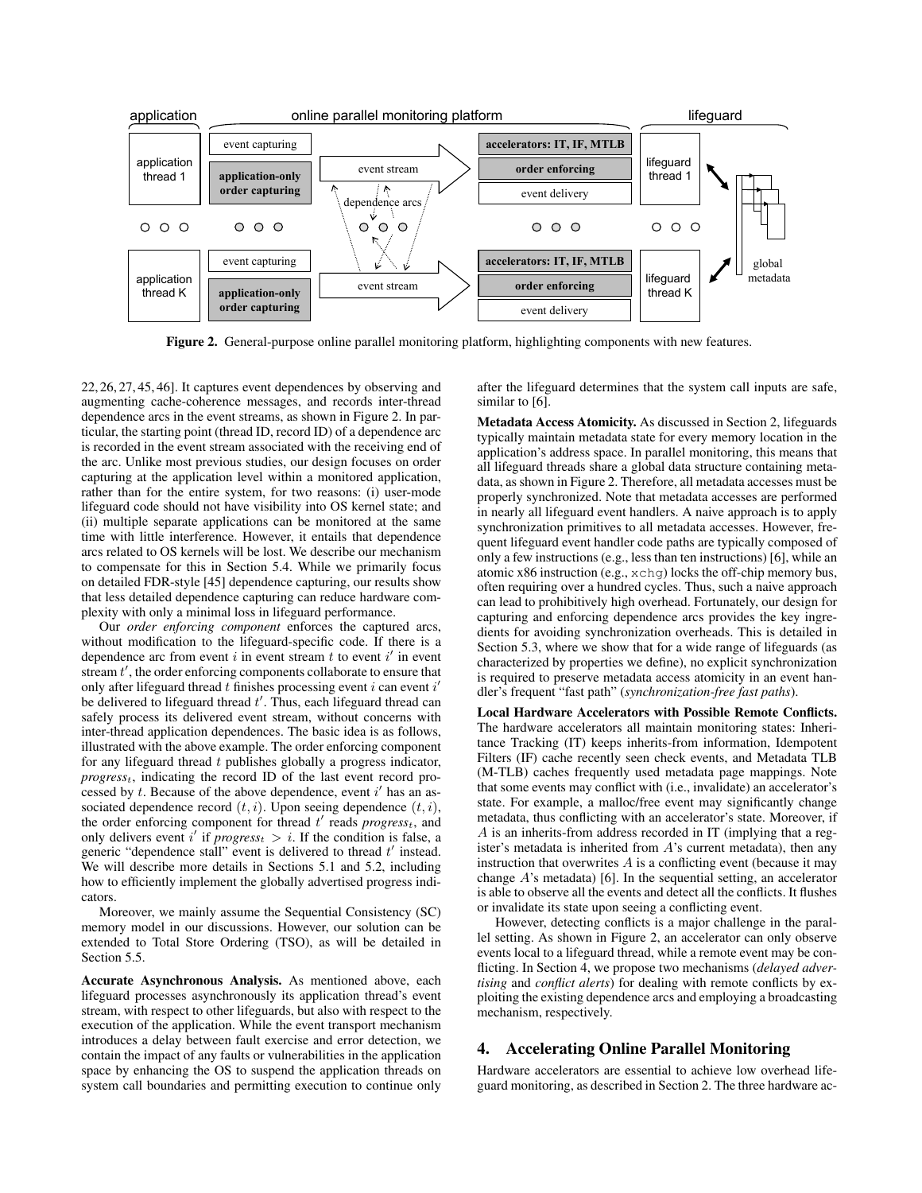**Figure 2.** General-purpose online parallel monitoring platform, highlighting components with new features.

22, 26, 27, 45, 46]. It captures event dependences by observing and augmenting cache-coherence messages, and records inter-thread dependence arcs in the event streams, as shown in Figure 2. In particular, the starting point (thread ID, record ID) of a dependence arc is recorded in the event stream associated with the receiving end of the arc. Unlike most previous studies, our design focuses on order capturing at the application level within a monitored application, rather than for the entire system, for two reasons: (i) user-mode lifeguard code should not have visibility into OS kernel state; and (ii) multiple separate applications can be monitored at the same time with little interference. However, it entails that dependence arcs related to OS kernels will be lost. We describe our mechanism to compensate for this in Section 5.4. While we primarily focus on detailed FDR-style [45] dependence capturing, our results show that less detailed dependence capturing can reduce hardware complexity with only a minimal loss in lifeguard performance.

Our *order enforcing component* enforces the captured arcs, without modification to the lifeguard-specific code. If there is a dependence arc from event $i$ in event stream $t$ to event $i'$ in event stream $t'$, the order enforcing components collaborate to ensure that only after lifeguard thread $t$ finishes processing event $i$ can event $i'$ be delivered to lifeguard thread $t'$. Thus, each lifeguard thread can safely process its delivered event stream, without concerns with inter-thread application dependences. The basic idea is as follows, illustrated with the above example. The order enforcing component for any lifeguard thread $t$ publishes globally a progress indicator, $progress_t$, indicating the record ID of the last event record processed by $t$. Because of the above dependence, event $i'$ has an associated dependence record $(t, i)$. Upon seeing dependence $(t, i)$, the order enforcing component for thread $t'$ reads $progress_t$, and only delivers event $i'$ if $progress_t > i$. If the condition is false, a generic "dependence stall" event is delivered to thread $t'$ instead. We will describe more details in Sections 5.1 and 5.2, including how to efficiently implement the globally advertised progress indicators.

Moreover, we mainly assume the Sequential Consistency (SC) memory model in our discussions. However, our solution can be extended to Total Store Ordering (TSO), as will be detailed in Section 5.5.

**Accurate Asynchronous Analysis.** As mentioned above, each lifeguard processes asynchronously its application thread's event stream, with respect to other lifeguards, but also with respect to the execution of the application. While the event transport mechanism introduces a delay between fault exercise and error detection, we contain the impact of any faults or vulnerabilities in the application space by enhancing the OS to suspend the application threads on system call boundaries and permitting execution to continue only after the lifeguard determines that the system call inputs are safe, similar to [6].

**Metadata Access Atomicity.** As discussed in Section 2, lifeguards typically maintain metadata state for every memory location in the application's address space. In parallel monitoring, this means that all lifeguard threads share a global data structure containing metadata, as shown in Figure 2. Therefore, all metadata accesses must be properly synchronized. Note that metadata accesses are performed in nearly all lifeguard event handlers. A naive approach is to apply synchronization primitives to all metadata accesses. However, frequent lifeguard event handler code paths are typically composed of only a few instructions (e.g., less than ten instructions) [6], while an atomic x86 instruction (e.g., `xchg`) locks the off-chip memory bus, often requiring over a hundred cycles. Thus, such a naive approach can lead to prohibitively high overhead. Fortunately, our design for capturing and enforcing dependence arcs provides the key ingredients for avoiding synchronization overheads. This is detailed in Section 5.3, where we show that for a wide range of lifeguards (as characterized by properties we define), no explicit synchronization is required to preserve metadata access atomicity in an event handler's frequent "fast path" (*synchronization-free fast paths*).

**Local Hardware Accelerators with Possible Remote Conflicts.** The hardware accelerators all maintain monitoring states: Inheritance Tracking (IT) keeps inherits-from information, Idempotent Filters (IF) cache recently seen check events, and Metadata TLB (M-TLB) caches frequently used metadata page mappings. Note that some events may conflict with (i.e., invalidate) an accelerator's state. For example, a malloc/free event may significantly change metadata, thus conflicting with an accelerator's state. Moreover, if $A$ is an inherits-from address recorded in IT (implying that a register's metadata is inherited from $A$'s current metadata), then any instruction that overwrites $A$ is a conflicting event (because it may change $A$'s metadata) [6]. In the sequential setting, an accelerator is able to observe all the events and detect all the conflicts. It flushes or invalidate its state upon seeing a conflicting event.

However, detecting conflicts is a major challenge in the parallel setting. As shown in Figure 2, an accelerator can only observe events local to a lifeguard thread, while a remote event may be conflicting. In Section 4, we propose two mechanisms (*delayed advertising* and *conflict alerts*) for dealing with remote conflicts by exploiting the existing dependence arcs and employing a broadcasting mechanism, respectively.

## 4. Accelerating Online Parallel Monitoring

Hardware accelerators are essential to achieve low overhead lifeguard monitoring, as described in Section 2. The three hardware ac-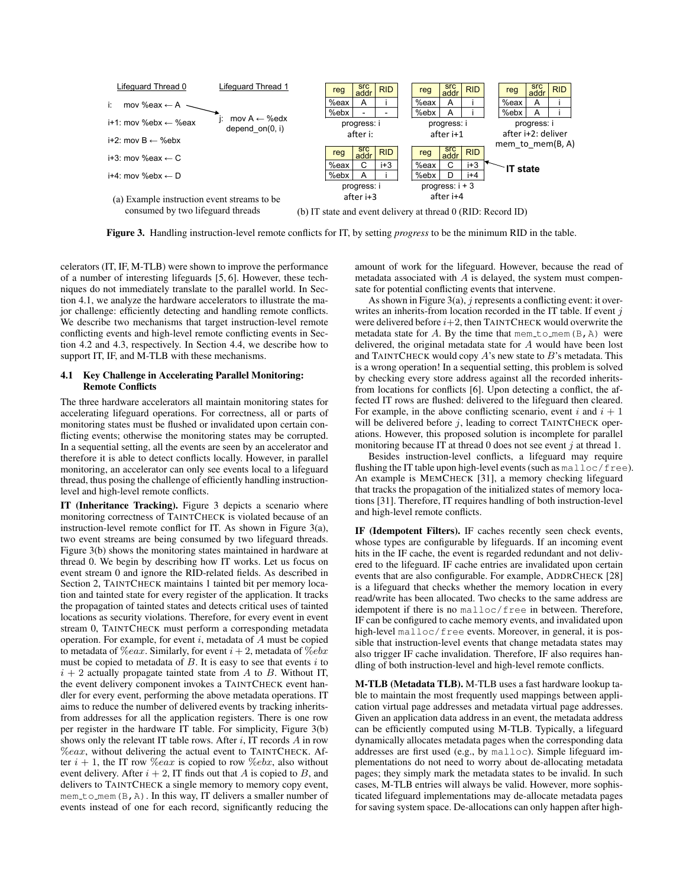Lifeguard Thread 0

i: mov %eax ← A

i+1: mov %ebx ← %eax

i+2: mov B ← %ebx

i+3: mov %eax ← C

i+4: mov %ebx ← D

Lifeguard Thread 1

j: mov A ← %edx
depend_on(0, i)

(a) Example instruction event streams to be consumed by two lifeguard threads

| reg | src addr | RID |
|---|---|---|
| %eax | A | i |
| %ebx | - | - |

progress: i
after i:

| reg | src addr | RID |
|---|---|---|
| %eax | A | i |
| %ebx | A | i |

progress: i
after i+1

| reg | src addr | RID |
|---|---|---|
| %eax | A | i |
| %ebx | A | i |

progress: i
after i+2: deliver mem_to_mem(B, A)

| reg | src addr | RID |
|---|---|---|
| %eax | C | i+3 |
| %ebx | A | i |

progress: i
after i+3

| reg | src addr | RID |
|---|---|---|
| %eax | C | i+3 |
| %ebx | D | i+4 |

progress: i + 3
after i+4

IT state

(b) IT state and event delivery at thread 0 (RID: Record ID)

**Figure 3.** Handling instruction-level remote conflicts for IT, by setting *progress* to be the minimum RID in the table.

celerators (IT, IF, M-TLB) were shown to improve the performance of a number of interesting lifeguards [5, 6]. However, these techniques do not immediately translate to the parallel world. In Section 4.1, we analyze the hardware accelerators to illustrate the major challenge: efficiently detecting and handling remote conflicts. We describe two mechanisms that target instruction-level remote conflicting events and high-level remote conflicting events in Section 4.2 and 4.3, respectively. In Section 4.4, we describe how to support IT, IF, and M-TLB with these mechanisms.

### 4.1 Key Challenge in Accelerating Parallel Monitoring: Remote Conflicts

The three hardware accelerators all maintain monitoring states for accelerating lifeguard operations. For correctness, all or parts of monitoring states must be flushed or invalidated upon certain conflicting events; otherwise the monitoring states may be corrupted. In a sequential setting, all the events are seen by an accelerator and therefore it is able to detect conflicts locally. However, in parallel monitoring, an accelerator can only see events local to a lifeguard thread, thus posing the challenge of efficiently handling instruction-level and high-level remote conflicts.

**IT (Inheritance Tracking).** Figure 3 depicts a scenario where monitoring correctness of TaintCheck is violated because of an instruction-level remote conflict for IT. As shown in Figure 3(a), two event streams are being consumed by two lifeguard threads. Figure 3(b) shows the monitoring states maintained in hardware at thread 0. We begin by describing how IT works. Let us focus on event stream 0 and ignore the RID-related fields. As described in Section 2, TaintCheck maintains 1 tainted bit per memory location and tainted state for every register of the application. It tracks the propagation of tainted states and detects critical uses of tainted locations as security violations. Therefore, for every event in event stream 0, TaintCheck must perform a corresponding metadata operation. For example, for event $i$, metadata of $A$ must be copied to metadata of $\%eax$. Similarly, for event $i+2$, metadata of $\%ebx$ must be copied to metadata of $B$. It is easy to see that events $i$ to $i+2$ actually propagate tainted state from $A$ to $B$. Without IT, the event delivery component invokes a TaintCheck event handler for every event, performing the above metadata operations. IT aims to reduce the number of delivered events by tracking inherits-from addresses for all the application registers. There is one row per register in the hardware IT table. For simplicity, Figure 3(b) shows only the relevant IT table rows. After $i$, IT records $A$ in row $\%eax$, without delivering the actual event to TaintCheck. After $i+1$, the IT row $\%eax$ is copied to row $\%ebx$, also without event delivery. After $i+2$, IT finds out that $A$ is copied to $B$, and delivers to TaintCheck a single memory to memory copy event, `mem_to_mem(B,A)`. In this way, IT delivers a smaller number of events instead of one for each record, significantly reducing the amount of work for the lifeguard. However, because the read of metadata associated with $A$ is delayed, the system must compensate for potential conflicting events that intervene.

As shown in Figure 3(a), $j$ represents a conflicting event: it overwrites an inherits-from location recorded in the IT table. If event $j$ were delivered before $i+2$, then TaintCheck would overwrite the metadata state for $A$. By the time that `mem_to_mem(B,A)` were delivered, the original metadata state for $A$ would have been lost and TaintCheck would copy $A$'s new state to $B$'s metadata. This is a wrong operation! In a sequential setting, this problem is solved by checking every store address against all the recorded inherits-from locations for conflicts [6]. Upon detecting a conflict, the affected IT rows are flushed: delivered to the lifeguard then cleared. For example, in the above conflicting scenario, event $i$ and $i+1$ will be delivered before $j$, leading to correct TaintCheck operations. However, this proposed solution is incomplete for parallel monitoring because IT at thread 0 does not see event $j$ at thread 1.

Besides instruction-level conflicts, a lifeguard may require flushing the IT table upon high-level events (such as `malloc/free`). An example is MemCheck [31], a memory checking lifeguard that tracks the propagation of the initialized states of memory locations [31]. Therefore, IT requires handling of both instruction-level and high-level remote conflicts.

**IF (Idempotent Filters).** IF caches recently seen check events, whose types are configurable by lifeguards. If an incoming event hits in the IF cache, the event is regarded redundant and not delivered to the lifeguard. IF cache entries are invalidated upon certain events that are also configurable. For example, AddrCheck [28] is a lifeguard that checks whether the memory location in every read/write has been allocated. Two checks to the same address are idempotent if there is no `malloc/free` in between. Therefore, IF can be configured to cache memory events, and invalidated upon high-level `malloc/free` events. Moreover, in general, it is possible that instruction-level events that change metadata states may also trigger IF cache invalidation. Therefore, IF also requires handling of both instruction-level and high-level remote conflicts.

**M-TLB (Metadata TLB).** M-TLB uses a fast hardware lookup table to maintain the most frequently used mappings between application virtual page addresses and metadata virtual page addresses. Given an application data address in an event, the metadata address can be efficiently computed using M-TLB. Typically, a lifeguard dynamically allocates metadata pages when the corresponding data addresses are first used (e.g., by `malloc`). Simple lifeguard implementations do not need to worry about de-allocating metadata pages; they simply mark the metadata states to be invalid. In such cases, M-TLB entries will always be valid. However, more sophisticated lifeguard implementations may de-allocate metadata pages for saving system space. De-allocations can only happen after high-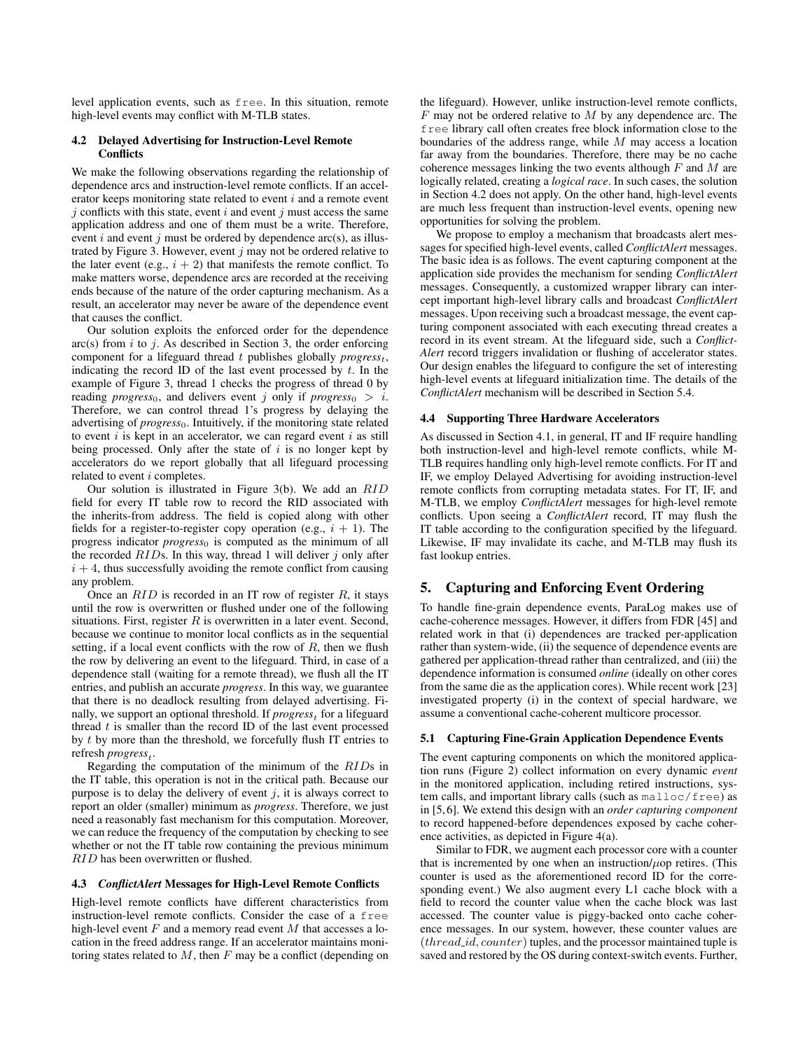level application events, such as `free`. In this situation, remote high-level events may conflict with M-TLB states.

### 4.2 Delayed Advertising for Instruction-Level Remote Conflicts

We make the following observations regarding the relationship of dependence arcs and instruction-level remote conflicts. If an accelerator keeps monitoring state related to event $i$ and a remote event $j$ conflicts with this state, event $i$ and event $j$ must access the same application address and one of them must be a write. Therefore, event $i$ and event $j$ must be ordered by dependence arc(s), as illustrated by Figure 3. However, event $j$ may not be ordered relative to the later event (e.g., $i+2$) that manifests the remote conflict. To make matters worse, dependence arcs are recorded at the receiving ends because of the nature of the order capturing mechanism. As a result, an accelerator may never be aware of the dependence event that causes the conflict.

Our solution exploits the enforced order for the dependence arc(s) from $i$ to $j$. As described in Section 3, the order enforcing component for a lifeguard thread $t$ publishes globally $progress_t$, indicating the record ID of the last event processed by $t$. In the example of Figure 3, thread 1 checks the progress of thread 0 by reading $progress_0$, and delivers event $j$ only if $progress_0 > i$. Therefore, we can control thread 1's progress by delaying the advertising of $progress_0$. Intuitively, if the monitoring state related to event $i$ is kept in an accelerator, we can regard event $i$ as still being processed. Only after the state of $i$ is no longer kept by accelerators do we report globally that all lifeguard processing related to event $i$ completes.

Our solution is illustrated in Figure 3(b). We add an $RID$ field for every IT table row to record the RID associated with the inherits-from address. The field is copied along with other fields for a register-to-register copy operation (e.g., $i+1$). The progress indicator $progress_0$ is computed as the minimum of all the recorded $RID$s. In this way, thread 1 will deliver $j$ only after $i+4$, thus successfully avoiding the remote conflict from causing any problem.

Once an $RID$ is recorded in an IT row of register $R$, it stays until the row is overwritten or flushed under one of the following situations. First, register $R$ is overwritten in a later event. Second, because we continue to monitor local conflicts as in the sequential setting, if a local event conflicts with the row of $R$, then we flush the row by delivering an event to the lifeguard. Third, in case of a dependence stall (waiting for a remote thread), we flush all the IT entries, and publish an accurate *progress*. In this way, we guarantee that there is no deadlock resulting from delayed advertising. Finally, we support an optional threshold. If $progress_t$ for a lifeguard thread $t$ is smaller than the record ID of the last event processed by $t$ by more than the threshold, we forcefully flush IT entries to refresh $progress_t$.

Regarding the computation of the minimum of the $RID$s in the IT table, this operation is not in the critical path. Because our purpose is to delay the delivery of event $j$, it is always correct to report an older (smaller) minimum as *progress*. Therefore, we just need a reasonably fast mechanism for this computation. Moreover, we can reduce the frequency of the computation by checking to see whether or not the IT table row containing the previous minimum $RID$ has been overwritten or flushed.

### 4.3 *ConflictAlert* Messages for High-Level Remote Conflicts

High-level remote conflicts have different characteristics from instruction-level remote conflicts. Consider the case of a `free` high-level event $F$ and a memory read event $M$ that accesses a location in the freed address range. If an accelerator maintains monitoring states related to $M$, then $F$ may be a conflict (depending on the lifeguard). However, unlike instruction-level remote conflicts, $F$ may not be ordered relative to $M$ by any dependence arc. The `free` library call often creates free block information close to the boundaries of the address range, while $M$ may access a location far away from the boundaries. Therefore, there may be no cache coherence messages linking the two events although $F$ and $M$ are logically related, creating a *logical race*. In such cases, the solution in Section 4.2 does not apply. On the other hand, high-level events are much less frequent than instruction-level events, opening new opportunities for solving the problem.

We propose to employ a mechanism that broadcasts alert messages for specified high-level events, called *ConflictAlert* messages. The basic idea is as follows. The event capturing component at the application side provides the mechanism for sending *ConflictAlert* messages. Consequently, a customized wrapper library can intercept important high-level library calls and broadcast *ConflictAlert* messages. Upon receiving such a broadcast message, the event capturing component associated with each executing thread creates a record in its event stream. At the lifeguard side, such a *ConflictAlert* record triggers invalidation or flushing of accelerator states. Our design enables the lifeguard to configure the set of interesting high-level events at lifeguard initialization time. The details of the *ConflictAlert* mechanism will be described in Section 5.4.

### 4.4 Supporting Three Hardware Accelerators

As discussed in Section 4.1, in general, IT and IF require handling both instruction-level and high-level remote conflicts, while M-TLB requires handling only high-level remote conflicts. For IT and IF, we employ Delayed Advertising for avoiding instruction-level remote conflicts from corrupting metadata states. For IT, IF, and M-TLB, we employ *ConflictAlert* messages for high-level remote conflicts. Upon seeing a *ConflictAlert* record, IT may flush the IT table according to the configuration specified by the lifeguard. Likewise, IF may invalidate its cache, and M-TLB may flush its fast lookup entries.

## 5. Capturing and Enforcing Event Ordering

To handle fine-grain dependence events, ParaLog makes use of cache-coherence messages. However, it differs from FDR [45] and related work in that (i) dependences are tracked per-application rather than system-wide, (ii) the sequence of dependence events are gathered per application-thread rather than centralized, and (iii) the dependence information is consumed *online* (ideally on other cores from the same die as the application cores). While recent work [23] investigated property (i) in the context of special hardware, we assume a conventional cache-coherent multicore processor.

### 5.1 Capturing Fine-Grain Application Dependence Events

The event capturing components on which the monitored application runs (Figure 2) collect information on every dynamic *event* in the monitored application, including retired instructions, system calls, and important library calls (such as `malloc/free`) as in [5,6]. We extend this design with an *order capturing component* to record happened-before dependences exposed by cache coherence activities, as depicted in Figure 4(a).

Similar to FDR, we augment each processor core with a counter that is incremented by one when an instruction/$\mu$op retires. (This counter is used as the aforementioned record ID for the corresponding event.) We also augment every L1 cache block with a field to record the counter value when the cache block was last accessed. The counter value is piggy-backed onto cache coherence messages. In our system, however, these counter values are $(thread\_id, counter)$ tuples, and the processor maintained tuple is saved and restored by the OS during context-switch events. Further,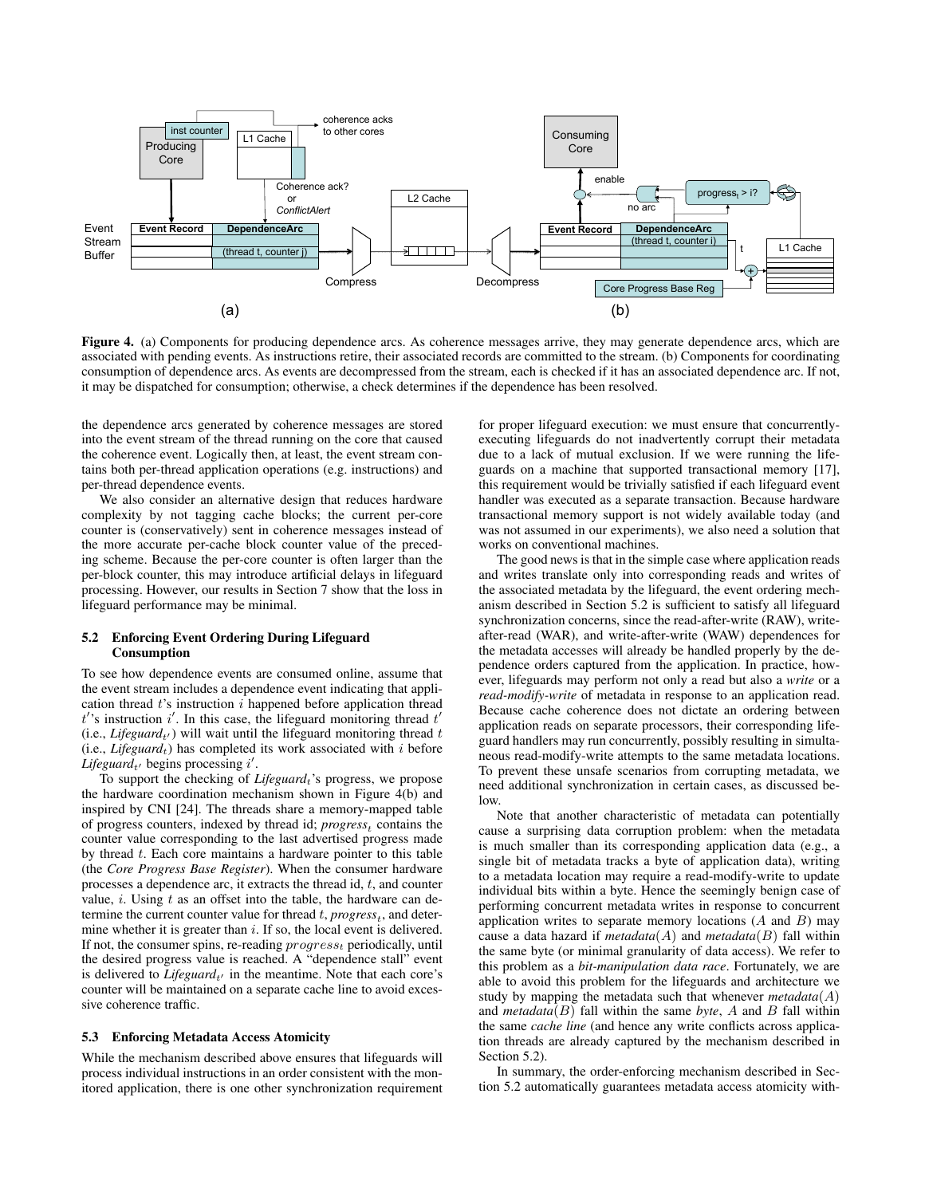**Figure 4.** (a) Components for producing dependence arcs. As coherence messages arrive, they may generate dependence arcs, which are associated with pending events. As instructions retire, their associated records are committed to the stream. (b) Components for coordinating consumption of dependence arcs. As events are decompressed from the stream, each is checked if it has an associated dependence arc. If not, it may be dispatched for consumption; otherwise, a check determines if the dependence has been resolved.

the dependence arcs generated by coherence messages are stored into the event stream of the thread running on the core that caused the coherence event. Logically then, at least, the event stream contains both per-thread application operations (e.g. instructions) and per-thread dependence events.

We also consider an alternative design that reduces hardware complexity by not tagging cache blocks; the current per-core counter is (conservatively) sent in coherence messages instead of the more accurate per-cache block counter value of the preceding scheme. Because the per-core counter is often larger than the per-block counter, this may introduce artificial delays in lifeguard processing. However, our results in Section 7 show that the loss in lifeguard performance may be minimal.

### 5.2 Enforcing Event Ordering During Lifeguard Consumption

To see how dependence events are consumed online, assume that the event stream includes a dependence event indicating that application thread $t$'s instruction $i$ happened before application thread $t'$'s instruction $i'$. In this case, the lifeguard monitoring thread $t'$ (i.e., *Lifeguard*$_{t'}$) will wait until the lifeguard monitoring thread $t$ (i.e., *Lifeguard*$_t$) has completed its work associated with $i$ before *Lifeguard*$_{t'}$ begins processing $i'$.

To support the checking of *Lifeguard*$_t$'s progress, we propose the hardware coordination mechanism shown in Figure 4(b) and inspired by CNI [24]. The threads share a memory-mapped table of progress counters, indexed by thread id; *progress*$_t$ contains the counter value corresponding to the last advertised progress made by thread $t$. Each core maintains a hardware pointer to this table (the *Core Progress Base Register*). When the consumer hardware processes a dependence arc, it extracts the thread id, $t$, and counter value, $i$. Using $t$ as an offset into the table, the hardware can determine the current counter value for thread $t$, *progress*$_t$, and determine whether it is greater than $i$. If so, the local event is delivered. If not, the consumer spins, re-reading $progress_t$ periodically, until the desired progress value is reached. A "dependence stall" event is delivered to *Lifeguard*$_{t'}$ in the meantime. Note that each core's counter will be maintained on a separate cache line to avoid excessive coherence traffic.

### 5.3 Enforcing Metadata Access Atomicity

While the mechanism described above ensures that lifeguards will process individual instructions in an order consistent with the monitored application, there is one other synchronization requirement for proper lifeguard execution: we must ensure that concurrently-executing lifeguards do not inadvertently corrupt their metadata due to a lack of mutual exclusion. If we were running the lifeguards on a machine that supported transactional memory [17], this requirement would be trivially satisfied if each lifeguard event handler was executed as a separate transaction. Because hardware transactional memory support is not widely available today (and was not assumed in our experiments), we also need a solution that works on conventional machines.

The good news is that in the simple case where application reads and writes translate only into corresponding reads and writes of the associated metadata by the lifeguard, the event ordering mechanism described in Section 5.2 is sufficient to satisfy all lifeguard synchronization concerns, since the read-after-write (RAW), write-after-read (WAR), and write-after-write (WAW) dependences for the metadata accesses will already be handled properly by the dependence orders captured from the application. In practice, however, lifeguards may perform not only a read but also a *write* or a *read-modify-write* of metadata in response to an application read. Because cache coherence does not dictate an ordering between application reads on separate processors, their corresponding lifeguard handlers may run concurrently, possibly resulting in simultaneous read-modify-write attempts to the same metadata locations. To prevent these unsafe scenarios from corrupting metadata, we need additional synchronization in certain cases, as discussed below.

Note that another characteristic of metadata can potentially cause a surprising data corruption problem: when the metadata is much smaller than its corresponding application data (e.g., a single bit of metadata tracks a byte of application data), writing to a metadata location may require a read-modify-write to update individual bits within a byte. Hence the seemingly benign case of performing concurrent metadata writes in response to concurrent application writes to separate memory locations ($A$ and $B$) may cause a data hazard if *metadata*($A$) and *metadata*($B$) fall within the same byte (or minimal granularity of data access). We refer to this problem as a *bit-manipulation data race*. Fortunately, we are able to avoid this problem for the lifeguards and architecture we study by mapping the metadata such that whenever *metadata*($A$) and *metadata*($B$) fall within the same *byte*, $A$ and $B$ fall within the same *cache line* (and hence any write conflicts across application threads are already captured by the mechanism described in Section 5.2).

In summary, the order-enforcing mechanism described in Section 5.2 automatically guarantees metadata access atomicity with-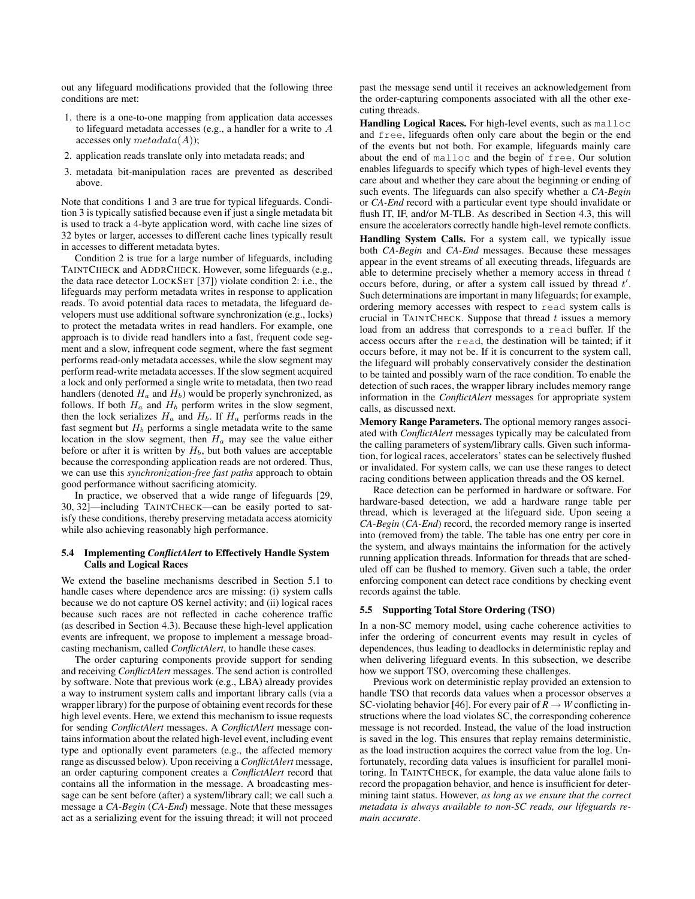out any lifeguard modifications provided that the following three conditions are met:

1. there is a one-to-one mapping from application data accesses to lifeguard metadata accesses (e.g., a handler for a write to $A$ accesses only $metadata(A)$);
2. application reads translate only into metadata reads; and
3. metadata bit-manipulation races are prevented as described above.

Note that conditions 1 and 3 are true for typical lifeguards. Condition 3 is typically satisfied because even if just a single metadata bit is used to track a 4-byte application word, with cache line sizes of 32 bytes or larger, accesses to different cache lines typically result in accesses to different metadata bytes.

Condition 2 is true for a large number of lifeguards, including TAINTCHECK and ADDRCHECK. However, some lifeguards (e.g., the data race detector LOCKSET [37]) violate condition 2: i.e., the lifeguards may perform metadata writes in response to application reads. To avoid potential data races to metadata, the lifeguard developers must use additional software synchronization (e.g., locks) to protect the metadata writes in read handlers. For example, one approach is to divide read handlers into a fast, frequent code segment and a slow, infrequent code segment, where the fast segment performs read-only metadata accesses, while the slow segment may perform read-write metadata accesses. If the slow segment acquired a lock and only performed a single write to metadata, then two read handlers (denoted $H_a$ and $H_b$) would be properly synchronized, as follows. If both $H_a$ and $H_b$ perform writes in the slow segment, then the lock serializes $H_a$ and $H_b$. If $H_a$ performs reads in the fast segment but $H_b$ performs a single metadata write to the same location in the slow segment, then $H_a$ may see the value either before or after it is written by $H_b$, but both values are acceptable because the corresponding application reads are not ordered. Thus, we can use this *synchronization-free fast paths* approach to obtain good performance without sacrificing atomicity.

In practice, we observed that a wide range of lifeguards [29, 30, 32]—including TAINTCHECK—can be easily ported to satisfy these conditions, thereby preserving metadata access atomicity while also achieving reasonably high performance.

### 5.4 Implementing *ConflictAlert* to Effectively Handle System Calls and Logical Races

We extend the baseline mechanisms described in Section 5.1 to handle cases where dependence arcs are missing: (i) system calls because we do not capture OS kernel activity; and (ii) logical races because such races are not reflected in cache coherence traffic (as described in Section 4.3). Because these high-level application events are infrequent, we propose to implement a message broadcasting mechanism, called *ConflictAlert*, to handle these cases.

The order capturing components provide support for sending and receiving *ConflictAlert* messages. The send action is controlled by software. Note that previous work (e.g., LBA) already provides a way to instrument system calls and important library calls (via a wrapper library) for the purpose of obtaining event records for these high level events. Here, we extend this mechanism to issue requests for sending *ConflictAlert* messages. A *ConflictAlert* message contains information about the related high-level event, including event type and optionally event parameters (e.g., the affected memory range as discussed below). Upon receiving a *ConflictAlert* message, an order capturing component creates a *ConflictAlert* record that contains all the information in the message. A broadcasting message can be sent before (after) a system/library call; we call such a message a *CA-Begin* (*CA-End*) message. Note that these messages act as a serializing event for the issuing thread; it will not proceed past the message send until it receives an acknowledgement from the order-capturing components associated with all the other executing threads.

**Handling Logical Races.** For high-level events, such as `malloc` and `free`, lifeguards often only care about the begin or the end of the events but not both. For example, lifeguards mainly care about the end of `malloc` and the begin of `free`. Our solution enables lifeguards to specify which types of high-level events they care about and whether they care about the beginning or ending of such events. The lifeguards can also specify whether a *CA-Begin* or *CA-End* record with a particular event type should invalidate or flush IT, IF, and/or M-TLB. As described in Section 4.3, this will ensure the accelerators correctly handle high-level remote conflicts.

**Handling System Calls.** For a system call, we typically issue both *CA-Begin* and *CA-End* messages. Because these messages appear in the event streams of all executing threads, lifeguards are able to determine precisely whether a memory access in thread $t$ occurs before, during, or after a system call issued by thread $t'$. Such determinations are important in many lifeguards; for example, ordering memory accesses with respect to `read` system calls is crucial in TAINTCHECK. Suppose that thread $t$ issues a memory load from an address that corresponds to a `read` buffer. If the access occurs after the `read`, the destination will be tainted; if it occurs before, it may not be. If it is concurrent to the system call, the lifeguard will probably conservatively consider the destination to be tainted and possibly warn of the race condition. To enable the detection of such races, the wrapper library includes memory range information in the *ConflictAlert* messages for appropriate system calls, as discussed next.

**Memory Range Parameters.** The optional memory ranges associated with *ConflictAlert* messages typically may be calculated from the calling parameters of system/library calls. Given such information, for logical races, accelerators' states can be selectively flushed or invalidated. For system calls, we can use these ranges to detect racing conditions between application threads and the OS kernel.

Race detection can be performed in hardware or software. For hardware-based detection, we add a hardware range table per thread, which is leveraged at the lifeguard side. Upon seeing a *CA-Begin* (*CA-End*) record, the recorded memory range is inserted into (removed from) the table. The table has one entry per core in the system, and always maintains the information for the actively running application threads. Information for threads that are scheduled off can be flushed to memory. Given such a table, the order enforcing component can detect race conditions by checking event records against the table.

### 5.5 Supporting Total Store Ordering (TSO)

In a non-SC memory model, using cache coherence activities to infer the ordering of concurrent events may result in cycles of dependences, thus leading to deadlocks in deterministic replay and when delivering lifeguard events. In this subsection, we describe how we support TSO, overcoming these challenges.

Previous work on deterministic replay provided an extension to handle TSO that records data values when a processor observes a SC-violating behavior [46]. For every pair of $R \rightarrow W$ conflicting instructions where the load violates SC, the corresponding coherence message is not recorded. Instead, the value of the load instruction is saved in the log. This ensures that replay remains deterministic, as the load instruction acquires the correct value from the log. Unfortunately, recording data values is insufficient for parallel monitoring. In TAINTCHECK, for example, the data value alone fails to record the propagation behavior, and hence is insufficient for determining taint status. However, *as long as we ensure that the correct metadata is always available to non-SC reads, our lifeguards remain accurate*.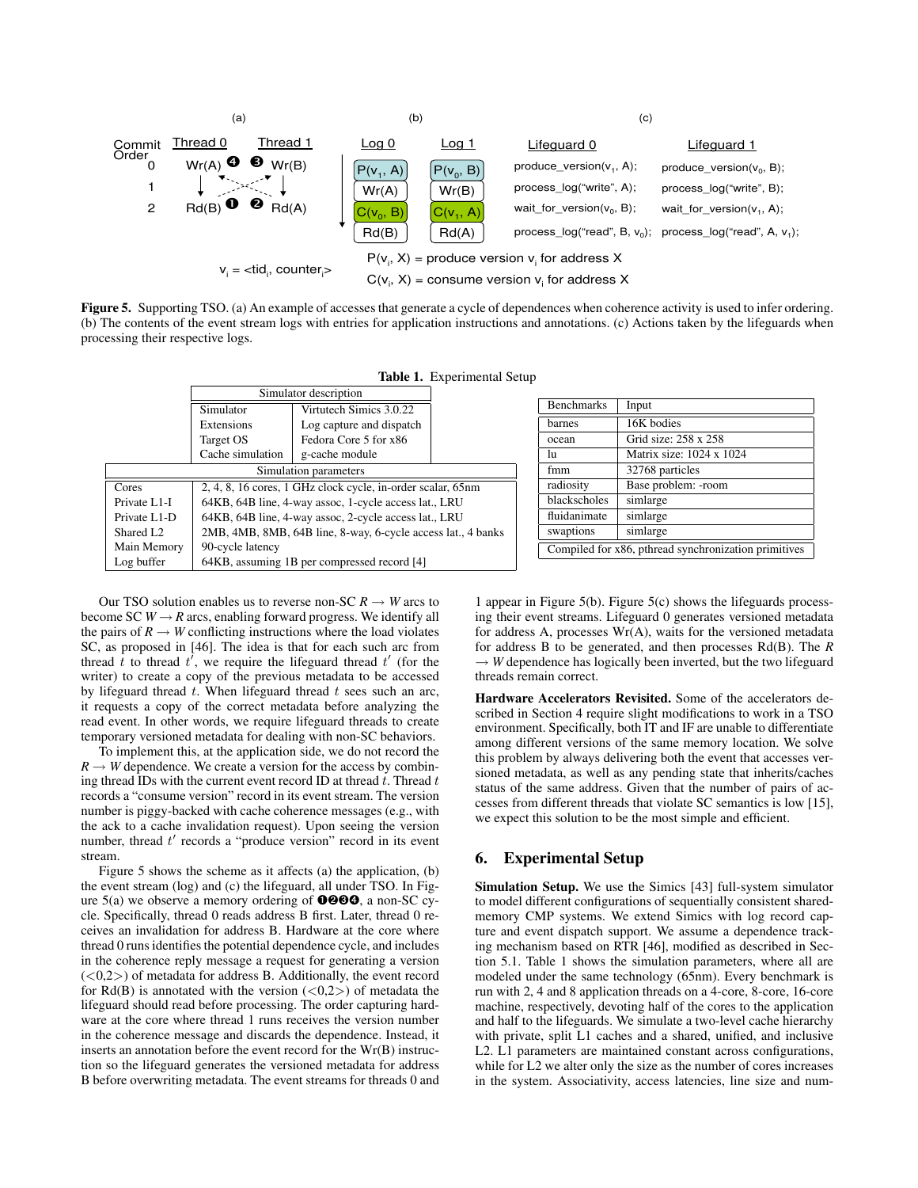**Figure 5.** Supporting TSO. (a) An example of accesses that generate a cycle of dependences when coherence activity is used to infer ordering. (b) The contents of the event stream logs with entries for application instructions and annotations. (c) Actions taken by the lifeguards when processing their respective logs.

**Table 1.** Experimental Setup

| Simulator description | |
|---|---|
| Simulator | Virtutech Simics 3.0.22 |
| Extensions | Log capture and dispatch |
| Target OS | Fedora Core 5 for x86 |
| Cache simulation | g-cache module |

| Simulation parameters | |
|---|---|
| Cores | 2, 4, 8, 16 cores, 1 GHz clock cycle, in-order scalar, 65nm |
| Private L1-I | 64KB, 64B line, 4-way assoc, 1-cycle access lat., LRU |
| Private L1-D | 64KB, 64B line, 4-way assoc, 2-cycle access lat., LRU |
| Shared L2 | 2MB, 4MB, 8MB, 64B line, 8-way, 6-cycle access lat., 4 banks |
| Main Memory | 90-cycle latency |
| Log buffer | 64KB, assuming 1B per compressed record [4] |

| Benchmarks | Input |
|---|---|
| barnes | 16K bodies |
| ocean | Grid size: 258 x 258 |
| lu | Matrix size: 1024 x 1024 |
| fmm | 32768 particles |
| radiosity | Base problem: -room |
| blackscholes | simlarge |
| fluidanimate | simlarge |
| swaptions | simlarge |
| Compiled for x86, pthread synchronization primitives | |

Our TSO solution enables us to reverse non-SC $R \rightarrow W$ arcs to become SC $W \rightarrow R$ arcs, enabling forward progress. We identify all the pairs of $R \rightarrow W$ conflicting instructions where the load violates SC, as proposed in [46]. The idea is that for each such arc from thread $t$ to thread $t'$, we require the lifeguard thread $t'$ (for the writer) to create a copy of the previous metadata to be accessed by lifeguard thread $t$. When lifeguard thread $t$ sees such an arc, it requests a copy of the correct metadata before analyzing the read event. In other words, we require lifeguard threads to create temporary versioned metadata for dealing with non-SC behaviors.

To implement this, at the application side, we do not record the $R \rightarrow W$ dependence. We create a version for the access by combining thread IDs with the current event record ID at thread $t$. Thread $t$ records a "consume version" record in its event stream. The version number is piggy-backed with cache coherence messages (e.g., with the ack to a cache invalidation request). Upon seeing the version number, thread $t'$ records a "produce version" record in its event stream.

Figure 5 shows the scheme as it affects (a) the application, (b) the event stream (log) and (c) the lifeguard, all under TSO. In Figure 5(a) we observe a memory ordering of ❶❷❸❹, a non-SC cycle. Specifically, thread 0 reads address B first. Later, thread 0 receives an invalidation for address B. Hardware at the core where thread 0 runs identifies the potential dependence cycle, and includes in the coherence reply message a request for generating a version (<0,2>) of metadata for address B. Additionally, the event record for Rd(B) is annotated with the version (<0,2>) of metadata the lifeguard should read before processing. The order capturing hardware at the core where thread 1 runs receives the version number in the coherence message and discards the dependence. Instead, it inserts an annotation before the event record for the Wr(B) instruction so the lifeguard generates the versioned metadata for address B before overwriting metadata. The event streams for threads 0 and 1 appear in Figure 5(b). Figure 5(c) shows the lifeguards processing their event streams. Lifeguard 0 generates versioned metadata for address A, processes Wr(A), waits for the versioned metadata for address B to be generated, and then processes Rd(B). The $R \rightarrow W$ dependence has logically been inverted, but the two lifeguard threads remain correct.

**Hardware Accelerators Revisited.** Some of the accelerators described in Section 4 require slight modifications to work in a TSO environment. Specifically, both IT and IF are unable to differentiate among different versions of the same memory location. We solve this problem by always delivering both the event that accesses versioned metadata, as well as any pending state that inherits/caches status of the same address. Given that the number of pairs of accesses from different threads that violate SC semantics is low [15], we expect this solution to be the most simple and efficient.

## 6. Experimental Setup

**Simulation Setup.** We use the Simics [43] full-system simulator to model different configurations of sequentially consistent shared-memory CMP systems. We extend Simics with log record capture and event dispatch support. We assume a dependence tracking mechanism based on RTR [46], modified as described in Section 5.1. Table 1 shows the simulation parameters, where all are modeled under the same technology (65nm). Every benchmark is run with 2, 4 and 8 application threads on a 4-core, 8-core, 16-core machine, respectively, devoting half of the cores to the application and half to the lifeguards. We simulate a two-level cache hierarchy with private, split L1 caches and a shared, unified, and inclusive L2. L1 parameters are maintained constant across configurations, while for L2 we alter only the size as the number of cores increases in the system. Associativity, access latencies, line size and num-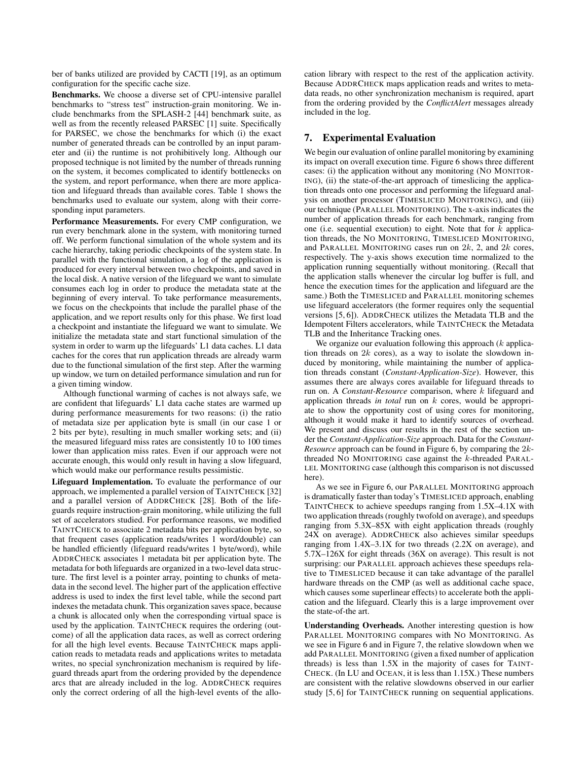ber of banks utilized are provided by CACTI [19], as an optimum configuration for the specific cache size.

**Benchmarks.** We choose a diverse set of CPU-intensive parallel benchmarks to "stress test" instruction-grain monitoring. We include benchmarks from the SPLASH-2 [44] benchmark suite, as well as from the recently released PARSEC [1] suite. Specifically for PARSEC, we chose the benchmarks for which (i) the exact number of generated threads can be controlled by an input parameter and (ii) the runtime is not prohibitively long. Although our proposed technique is not limited by the number of threads running on the system, it becomes complicated to identify bottlenecks on the system, and report performance, when there are more application and lifeguard threads than available cores. Table 1 shows the benchmarks used to evaluate our system, along with their corresponding input parameters.

**Performance Measurements.** For every CMP configuration, we run every benchmark alone in the system, with monitoring turned off. We perform functional simulation of the whole system and its cache hierarchy, taking periodic checkpoints of the system state. In parallel with the functional simulation, a log of the application is produced for every interval between two checkpoints, and saved in the local disk. A native version of the lifeguard we want to simulate consumes each log in order to produce the metadata state at the beginning of every interval. To take performance measurements, we focus on the checkpoints that include the parallel phase of the application, and we report results only for this phase. We first load a checkpoint and instantiate the lifeguard we want to simulate. We initialize the metadata state and start functional simulation of the system in order to warm up the lifeguards' L1 data caches. L1 data caches for the cores that run application threads are already warm due to the functional simulation of the first step. After the warming up window, we turn on detailed performance simulation and run for a given timing window.

Although functional warming of caches is not always safe, we are confident that lifeguards' L1 data cache states are warmed up during performance measurements for two reasons: (i) the ratio of metadata size per application byte is small (in our case 1 or 2 bits per byte), resulting in much smaller working sets; and (ii) the measured lifeguard miss rates are consistently 10 to 100 times lower than application miss rates. Even if our approach were not accurate enough, this would only result in having a slow lifeguard, which would make our performance results pessimistic.

**Lifeguard Implementation.** To evaluate the performance of our approach, we implemented a parallel version of TAINTCHECK [32] and a parallel version of ADDRCHECK [28]. Both of the lifeguards require instruction-grain monitoring, while utilizing the full set of accelerators studied. For performance reasons, we modified TAINTCHECK to associate 2 metadata bits per application byte, so that frequent cases (application reads/writes 1 word/double) can be handled efficiently (lifeguard reads/writes 1 byte/word), while ADDRCHECK associates 1 metadata bit per application byte. The metadata for both lifeguards are organized in a two-level data structure. The first level is a pointer array, pointing to chunks of metadata in the second level. The higher part of the application effective address is used to index the first level table, while the second part indexes the metadata chunk. This organization saves space, because a chunk is allocated only when the corresponding virtual space is used by the application. TAINTCHECK requires the ordering (outcome) of all the application data races, as well as correct ordering for all the high level events. Because TAINTCHECK maps application reads to metadata reads and applications writes to metadata writes, no special synchronization mechanism is required by lifeguard threads apart from the ordering provided by the dependence arcs that are already included in the log. ADDRCHECK requires only the correct ordering of all the high-level events of the allocation library with respect to the rest of the application activity. Because ADDRCHECK maps application reads and writes to metadata reads, no other synchronization mechanism is required, apart from the ordering provided by the *ConflictAlert* messages already included in the log.

## 7. Experimental Evaluation

We begin our evaluation of online parallel monitoring by examining its impact on overall execution time. Figure 6 shows three different cases: (i) the application without any monitoring (NO MONITORING), (ii) the state-of-the-art approach of timeslicing the application threads onto one processor and performing the lifeguard analysis on another processor (TIMESLICED MONITORING), and (iii) our technique (PARALLEL MONITORING). The x-axis indicates the number of application threads for each benchmark, ranging from one (i.e. sequential execution) to eight. Note that for $k$ application threads, the NO MONITORING, TIMESLICED MONITORING, and PARALLEL MONITORING cases run on $2k$, 2, and $2k$ cores, respectively. The y-axis shows execution time normalized to the application running sequentially without monitoring. (Recall that the application stalls whenever the circular log buffer is full, and hence the execution times for the application and lifeguard are the same.) Both the TIMESLICED and PARALLEL monitoring schemes use lifeguard accelerators (the former requires only the sequential versions [5, 6]). ADDRCHECK utilizes the Metadata TLB and the Idempotent Filters accelerators, while TAINTCHECK the Metadata TLB and the Inheritance Tracking ones.

We organize our evaluation following this approach ($k$ application threads on $2k$ cores), as a way to isolate the slowdown induced by monitoring, while maintaining the number of application threads constant (*Constant-Application-Size*). However, this assumes there are always cores available for lifeguard threads to run on. A *Constant-Resource* comparison, where $k$ lifeguard and application threads *in total* run on $k$ cores, would be appropriate to show the opportunity cost of using cores for monitoring, although it would make it hard to identify sources of overhead. We present and discuss our results in the rest of the section under the *Constant-Application-Size* approach. Data for the *Constant-Resource* approach can be found in Figure 6, by comparing the $2k$-threaded NO MONITORING case against the $k$-threaded PARALLEL MONITORING case (although this comparison is not discussed here).

As we see in Figure 6, our PARALLEL MONITORING approach is dramatically faster than today's TIMESLICED approach, enabling TAINTCHECK to achieve speedups ranging from 1.5X–4.1X with two application threads (roughly twofold on average), and speedups ranging from 5.3X–85X with eight application threads (roughly 24X on average). ADDRCHECK also achieves similar speedups ranging from 1.4X–3.1X for two threads (2.2X on average), and 5.7X–126X for eight threads (36X on average). This result is not surprising: our PARALLEL approach achieves these speedups relative to TIMESLICED because it can take advantage of the parallel hardware threads on the CMP (as well as additional cache space, which causes some superlinear effects) to accelerate both the application and the lifeguard. Clearly this is a large improvement over the state-of-the art.

**Understanding Overheads.** Another interesting question is how PARALLEL MONITORING compares with NO MONITORING. As we see in Figure 6 and in Figure 7, the relative slowdown when we add PARALLEL MONITORING (given a fixed number of application threads) is less than 1.5X in the majority of cases for TAINTCHECK. (In LU and OCEAN, it is less than 1.15X.) These numbers are consistent with the relative slowdowns observed in our earlier study [5, 6] for TAINTCHECK running on sequential applications.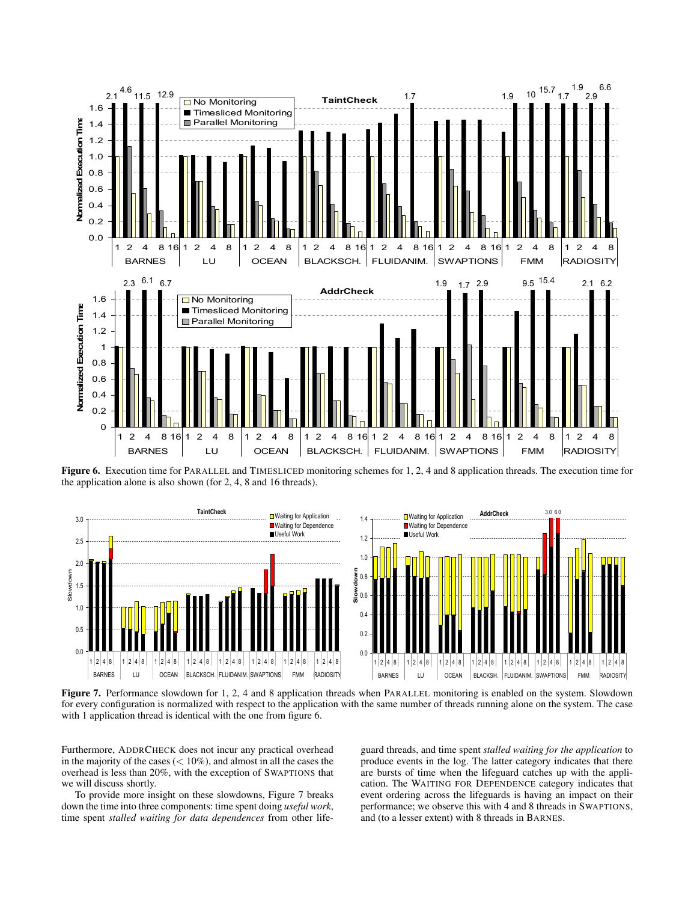**Figure 6.** Execution time for PARALLEL and TIMESLICED monitoring schemes for 1, 2, 4 and 8 application threads. The execution time for the application alone is also shown (for 2, 4, 8 and 16 threads).

**Figure 7.** Performance slowdown for 1, 2, 4 and 8 application threads when PARALLEL monitoring is enabled on the system. Slowdown for every configuration is normalized with respect to the application with the same number of threads running alone on the system. The case with 1 application thread is identical with the one from figure 6.

Furthermore, ADDRCHECK does not incur any practical overhead in the majority of the cases ($< 10\%$), and almost in all the cases the overhead is less than 20%, with the exception of SWAPTIONS that we will discuss shortly.

To provide more insight on these slowdowns, Figure 7 breaks down the time into three components: time spent doing *useful work*, time spent *stalled waiting for data dependences* from other lifeguard threads, and time spent *stalled waiting for the application* to produce events in the log. The latter category indicates that there are bursts of time when the lifeguard catches up with the application. The WAITING FOR DEPENDENCE category indicates that event ordering across the lifeguards is having an impact on their performance; we observe this with 4 and 8 threads in SWAPTIONS, and (to a lesser extent) with 8 threads in BARNES.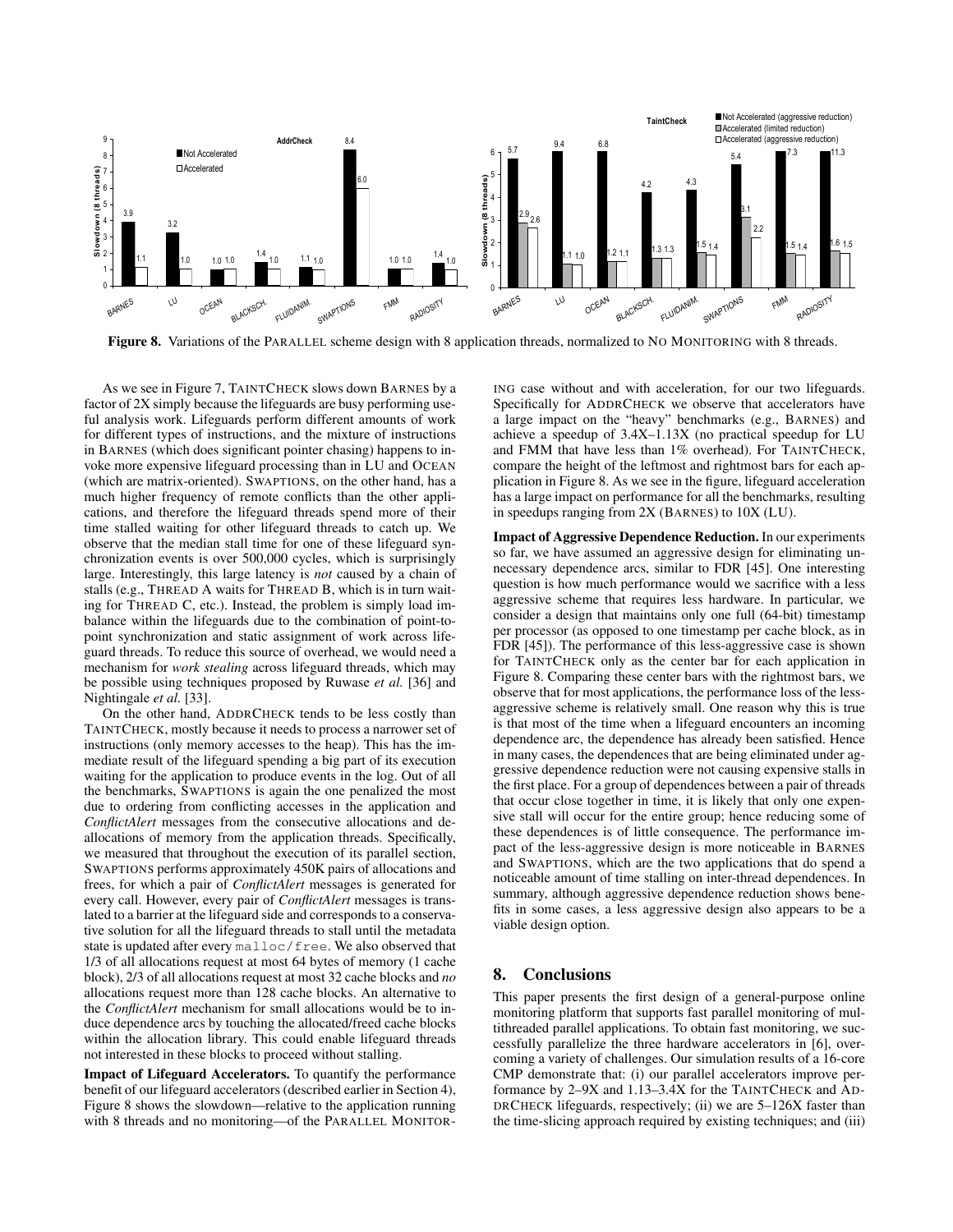**Figure 8.** Variations of the PARALLEL scheme design with 8 application threads, normalized to NO MONITORING with 8 threads.

As we see in Figure 7, TAINTCHECK slows down BARNES by a factor of 2X simply because the lifeguards are busy performing useful analysis work. Lifeguards perform different amounts of work for different types of instructions, and the mixture of instructions in BARNES (which does significant pointer chasing) happens to invoke more expensive lifeguard processing than in LU and OCEAN (which are matrix-oriented). SWAPTIONS, on the other hand, has a much higher frequency of remote conflicts than the other applications, and therefore the lifeguard threads spend more of their time stalled waiting for other lifeguard threads to catch up. We observe that the median stall time for one of these lifeguard synchronization events is over 500,000 cycles, which is surprisingly large. Interestingly, this large latency is *not* caused by a chain of stalls (e.g., THREAD A waits for THREAD B, which is in turn waiting for THREAD C, etc.). Instead, the problem is simply load imbalance within the lifeguards due to the combination of point-to-point synchronization and static assignment of work across lifeguard threads. To reduce this source of overhead, we would need a mechanism for *work stealing* across lifeguard threads, which may be possible using techniques proposed by Ruwase *et al.* [36] and Nightingale *et al.* [33].

On the other hand, ADDRCHECK tends to be less costly than TAINTCHECK, mostly because it needs to process a narrower set of instructions (only memory accesses to the heap). This has the immediate result of the lifeguard spending a big part of its execution waiting for the application to produce events in the log. Out of all the benchmarks, SWAPTIONS is again the one penalized the most due to ordering from conflicting accesses in the application and *ConflictAlert* messages from the consecutive allocations and deallocations of memory from the application threads. Specifically, we measured that throughout the execution of its parallel section, SWAPTIONS performs approximately 450K pairs of allocations and frees, for which a pair of *ConflictAlert* messages is generated for every call. However, every pair of *ConflictAlert* messages is translated to a barrier at the lifeguard side and corresponds to a conservative solution for all the lifeguard threads to stall until the metadata state is updated after every malloc/free. We also observed that 1/3 of all allocations request at most 64 bytes of memory (1 cache block), 2/3 of all allocations request at most 32 cache blocks and *no* allocations request more than 128 cache blocks. An alternative to the *ConflictAlert* mechanism for small allocations would be to induce dependence arcs by touching the allocated/freed cache blocks within the allocation library. This could enable lifeguard threads not interested in these blocks to proceed without stalling.

**Impact of Lifeguard Accelerators.** To quantify the performance benefit of our lifeguard accelerators (described earlier in Section 4), Figure 8 shows the slowdown—relative to the application running with 8 threads and no monitoring—of the PARALLEL MONITORING case without and with acceleration, for our two lifeguards. Specifically for ADDRCHECK we observe that accelerators have a large impact on the "heavy" benchmarks (e.g., BARNES) and achieve a speedup of 3.4X–1.13X (no practical speedup for LU and FMM that have less than 1% overhead). For TAINTCHECK, compare the height of the leftmost and rightmost bars for each application in Figure 8. As we see in the figure, lifeguard acceleration has a large impact on performance for all the benchmarks, resulting in speedups ranging from 2X (BARNES) to 10X (LU).

**Impact of Aggressive Dependence Reduction.** In our experiments so far, we have assumed an aggressive design for eliminating unnecessary dependence arcs, similar to FDR [45]. One interesting question is how much performance would we sacrifice with a less aggressive scheme that requires less hardware. In particular, we consider a design that maintains only one full (64-bit) timestamp per processor (as opposed to one timestamp per cache block, as in FDR [45]). The performance of this less-aggressive case is shown for TAINTCHECK only as the center bar for each application in Figure 8. Comparing these center bars with the rightmost bars, we observe that for most applications, the performance loss of the less-aggressive scheme is relatively small. One reason why this is true is that most of the time when a lifeguard encounters an incoming dependence arc, the dependence has already been satisfied. Hence in many cases, the dependences that are being eliminated under aggressive dependence reduction were not causing expensive stalls in the first place. For a group of dependences between a pair of threads that occur close together in time, it is likely that only one expensive stall will occur for the entire group; hence reducing some of these dependences is of little consequence. The performance impact of the less-aggressive design is more noticeable in BARNES and SWAPTIONS, which are the two applications that do spend a noticeable amount of time stalling on inter-thread dependences. In summary, although aggressive dependence reduction shows benefits in some cases, a less aggressive design also appears to be a viable design option.

## 8. Conclusions

This paper presents the first design of a general-purpose online monitoring platform that supports fast parallel monitoring of multithreaded parallel applications. To obtain fast monitoring, we successfully parallelize the three hardware accelerators in [6], overcoming a variety of challenges. Our simulation results of a 16-core CMP demonstrate that: (i) our parallel accelerators improve performance by 2–9X and 1.13–3.4X for the TAINTCHECK and ADDRCHECK lifeguards, respectively; (ii) we are 5–126X faster than the time-slicing approach required by existing techniques; and (iii)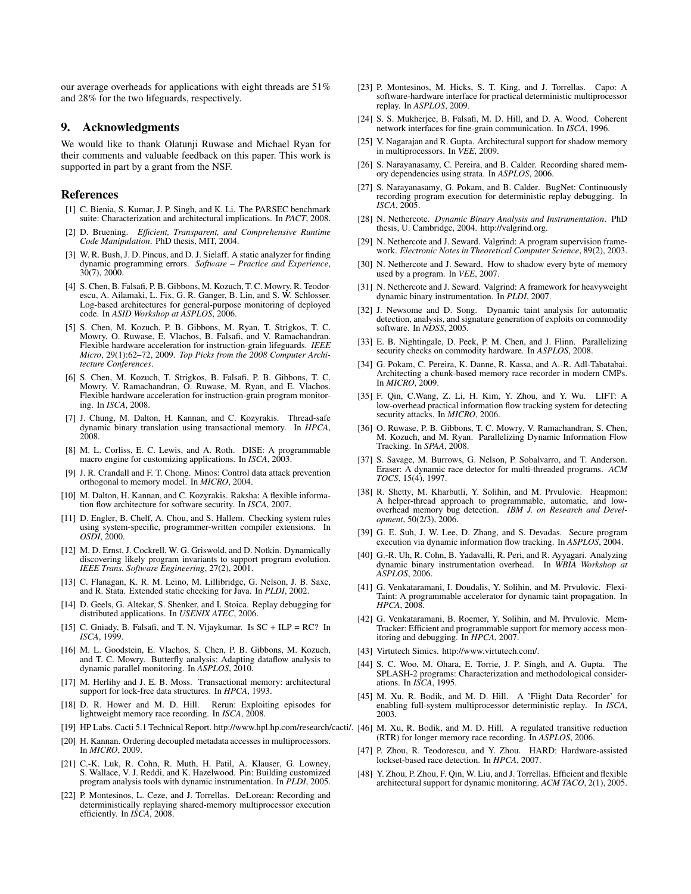our average overheads for applications with eight threads are 51% and 28% for the two lifeguards, respectively.

## 9. Acknowledgments

We would like to thank Olatunji Ruwase and Michael Ryan for their comments and valuable feedback on this paper. This work is supported in part by a grant from the NSF.

## References

[1] C. Bienia, S. Kumar, J. P. Singh, and K. Li. The PARSEC benchmark suite: Characterization and architectural implications. In *PACT*, 2008.

[2] D. Bruening. *Efficient, Transparent, and Comprehensive Runtime Code Manipulation*. PhD thesis, MIT, 2004.

[3] W. R. Bush, J. D. Pincus, and D. J. Sielaff. A static analyzer for finding dynamic programming errors. *Software – Practice and Experience*, 30(7), 2000.

[4] S. Chen, B. Falsafi, P. B. Gibbons, M. Kozuch, T. C. Mowry, R. Teodorescu, A. Ailamaki, L. Fix, G. R. Ganger, B. Lin, and S. W. Schlosser. Log-based architectures for general-purpose monitoring of deployed code. In *ASID Workshop at ASPLOS*, 2006.

[5] S. Chen, M. Kozuch, P. B. Gibbons, M. Ryan, T. Strigkos, T. C. Mowry, O. Ruwase, E. Vlachos, B. Falsafi, and V. Ramachandran. Flexible hardware acceleration for instruction-grain lifeguards. *IEEE Micro*, 29(1):62–72, 2009. *Top Picks from the 2008 Computer Architecture Conferences*.

[6] S. Chen, M. Kozuch, T. Strigkos, B. Falsafi, P. B. Gibbons, T. C. Mowry, V. Ramachandran, O. Ruwase, M. Ryan, and E. Vlachos. Flexible hardware acceleration for instruction-grain program monitoring. In *ISCA*, 2008.

[7] J. Chung, M. Dalton, H. Kannan, and C. Kozyrakis. Thread-safe dynamic binary translation using transactional memory. In *HPCA*, 2008.

[8] M. L. Corliss, E. C. Lewis, and A. Roth. DISE: A programmable macro engine for customizing applications. In *ISCA*, 2003.

[9] J. R. Crandall and F. T. Chong. Minos: Control data attack prevention orthogonal to memory model. In *MICRO*, 2004.

[10] M. Dalton, H. Kannan, and C. Kozyrakis. Raksha: A flexible information flow architecture for software security. In *ISCA*, 2007.

[11] D. Engler, B. Chelf, A. Chou, and S. Hallem. Checking system rules using system-specific, programmer-written compiler extensions. In *OSDI*, 2000.

[12] M. D. Ernst, J. Cockrell, W. G. Griswold, and D. Notkin. Dynamically discovering likely program invariants to support program evolution. *IEEE Trans. Software Engineering*, 27(2), 2001.

[13] C. Flanagan, K. R. M. Leino, M. Lillibridge, G. Nelson, J. B. Saxe, and R. Stata. Extended static checking for Java. In *PLDI*, 2002.

[14] D. Geels, G. Altekar, S. Shenker, and I. Stoica. Replay debugging for distributed applications. In *USENIX ATEC*, 2006.

[15] C. Gniady, B. Falsafi, and T. N. Vijaykumar. Is SC + ILP = RC? In *ISCA*, 1999.

[16] M. L. Goodstein, E. Vlachos, S. Chen, P. B. Gibbons, M. Kozuch, and T. C. Mowry. Butterfly analysis: Adapting dataflow analysis to dynamic parallel monitoring. In *ASPLOS*, 2010.

[17] M. Herlihy and J. E. B. Moss. Transactional memory: architectural support for lock-free data structures. In *HPCA*, 1993.

[18] D. R. Hower and M. D. Hill. Rerun: Exploiting episodes for lightweight memory race recording. In *ISCA*, 2008.

[19] HP Labs. Cacti 5.1 Technical Report. http://www.hpl.hp.com/research/cacti/.

[20] H. Kannan. Ordering decoupled metadata accesses in multiprocessors. In *MICRO*, 2009.

[21] C.-K. Luk, R. Cohn, R. Muth, H. Patil, A. Klauser, G. Lowney, S. Wallace, V. J. Reddi, and K. Hazelwood. Pin: Building customized program analysis tools with dynamic instrumentation. In *PLDI*, 2005.

[22] P. Montesinos, L. Ceze, and J. Torrellas. DeLorean: Recording and deterministically replaying shared-memory multiprocessor execution efficiently. In *ISCA*, 2008.

[23] P. Montesinos, M. Hicks, S. T. King, and J. Torrellas. Capo: A software-hardware interface for practical deterministic multiprocessor replay. In *ASPLOS*, 2009.

[24] S. S. Mukherjee, B. Falsafi, M. D. Hill, and D. A. Wood. Coherent network interfaces for fine-grain communication. In *ISCA*, 1996.

[25] V. Nagarajan and R. Gupta. Architectural support for shadow memory in multiprocessors. In *VEE*, 2009.

[26] S. Narayanasamy, C. Pereira, and B. Calder. Recording shared memory dependencies using strata. In *ASPLOS*, 2006.

[27] S. Narayanasamy, G. Pokam, and B. Calder. BugNet: Continuously recording program execution for deterministic replay debugging. In *ISCA*, 2005.

[28] N. Nethercote. *Dynamic Binary Analysis and Instrumentation*. PhD thesis, U. Cambridge, 2004. http://valgrind.org.

[29] N. Nethercote and J. Seward. Valgrind: A program supervision framework. *Electronic Notes in Theoretical Computer Science*, 89(2), 2003.

[30] N. Nethercote and J. Seward. How to shadow every byte of memory used by a program. In *VEE*, 2007.

[31] N. Nethercote and J. Seward. Valgrind: A framework for heavyweight dynamic binary instrumentation. In *PLDI*, 2007.

[32] J. Newsome and D. Song. Dynamic taint analysis for automatic detection, analysis, and signature generation of exploits on commodity software. In *NDSS*, 2005.

[33] E. B. Nightingale, D. Peek, P. M. Chen, and J. Flinn. Parallelizing security checks on commodity hardware. In *ASPLOS*, 2008.

[34] G. Pokam, C. Pereira, K. Danne, R. Kassa, and A.-R. Adl-Tabatabai. Architecting a chunk-based memory race recorder in modern CMPs. In *MICRO*, 2009.

[35] F. Qin, C.Wang, Z. Li, H. Kim, Y. Zhou, and Y. Wu. LIFT: A low-overhead practical information flow tracking system for detecting security attacks. In *MICRO*, 2006.

[36] O. Ruwase, P. B. Gibbons, T. C. Mowry, V. Ramachandran, S. Chen, M. Kozuch, and M. Ryan. Parallelizing Dynamic Information Flow Tracking. In *SPAA*, 2008.

[37] S. Savage, M. Burrows, G. Nelson, P. Sobalvarro, and T. Anderson. Eraser: A dynamic race detector for multi-threaded programs. *ACM TOCS*, 15(4), 1997.

[38] R. Shetty, M. Kharbutli, Y. Solihin, and M. Prvulovic. Heapmon: A helper-thread approach to programmable, automatic, and low-overhead memory bug detection. *IBM J. on Research and Development*, 50(2/3), 2006.

[39] G. E. Suh, J. W. Lee, D. Zhang, and S. Devadas. Secure program execution via dynamic information flow tracking. In *ASPLOS*, 2004.

[40] G.-R. Uh, R. Cohn, B. Yadavalli, R. Peri, and R. Ayyagari. Analyzing dynamic binary instrumentation overhead. In *WBIA Workshop at ASPLOS*, 2006.

[41] G. Venkataramani, I. Doudalis, Y. Solihin, and M. Prvulovic. FlexiTaint: A programmable accelerator for dynamic taint propagation. In *HPCA*, 2008.

[42] G. Venkataramani, B. Roemer, Y. Solihin, and M. Prvulovic. MemTracker: Efficient and programmable support for memory access monitoring and debugging. In *HPCA*, 2007.

[43] Virtutech Simics. http://www.virtutech.com/.

[44] S. C. Woo, M. Ohara, E. Torrie, J. P. Singh, and A. Gupta. The SPLASH-2 programs: Characterization and methodological considerations. In *ISCA*, 1995.

[45] M. Xu, R. Bodik, and M. D. Hill. A 'Flight Data Recorder' for enabling full-system multiprocessor deterministic replay. In *ISCA*, 2003.

[46] M. Xu, R. Bodik, and M. D. Hill. A regulated transitive reduction (RTR) for longer memory race recording. In *ASPLOS*, 2006.

[47] P. Zhou, R. Teodorescu, and Y. Zhou. HARD: Hardware-assisted lockset-based race detection. In *HPCA*, 2007.

[48] Y. Zhou, P. Zhou, F. Qin, W. Liu, and J. Torrellas. Efficient and flexible architectural support for dynamic monitoring. *ACM TACO*, 2(1), 2005.